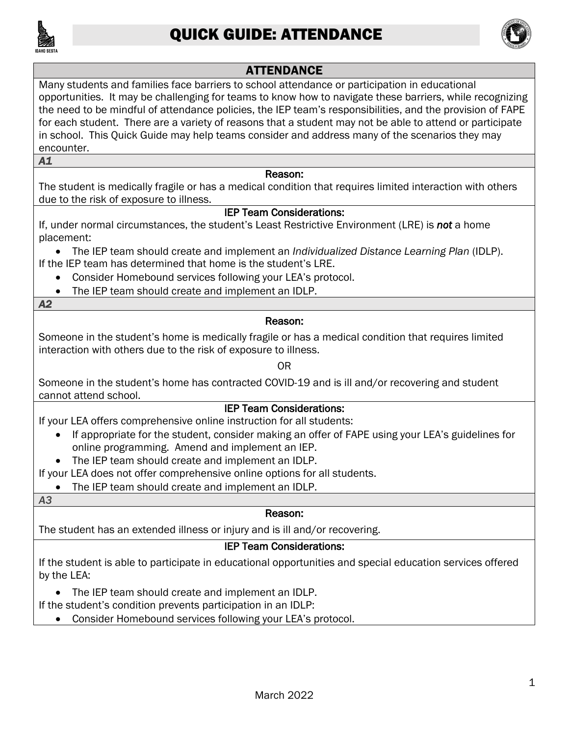# QUICK GUIDE: ATTENDANCE

## ATTENDANCE

Many students and families face barriers to school attendance or participation in educational opportunities. It may be challenging for teams to know how to navigate these barriers, while recognizing the need to be mindful of attendance policies, the IEP team's responsibilities, and the provision of FAPE for each student. There are a variety of reasons that a student may not be able to attend or participate in school. This Quick Guide may help teams consider and address many of the scenarios they may encounter.

### *A1*

**Reason:**

The student is medically fragile or has a medical condition that requires limited interaction with others due to the risk of exposure to illness.

**IEP Team Considerations:**

If, under normal circumstances, the student's Least Restrictive Environment (LRE) is ***not*** a home placement:

- The IEP team should create and implement an *Individualized Distance Learning Plan* (IDLP).

If the IEP team has determined that home is the student's LRE.

- Consider Homebound services following your LEA's protocol.
- The IEP team should create and implement an IDLP.

### *A2*

**Reason:**

Someone in the student's home is medically fragile or has a medical condition that requires limited interaction with others due to the risk of exposure to illness.

OR

Someone in the student's home has contracted COVID-19 and is ill and/or recovering and student cannot attend school.

**IEP Team Considerations:**

If your LEA offers comprehensive online instruction for all students:

- If appropriate for the student, consider making an offer of FAPE using your LEA's guidelines for online programming. Amend and implement an IEP.
- The IEP team should create and implement an IDLP.

If your LEA does not offer comprehensive online options for all students.

- The IEP team should create and implement an IDLP.

### *A3*

**Reason:**

The student has an extended illness or injury and is ill and/or recovering.

**IEP Team Considerations:**

If the student is able to participate in educational opportunities and special education services offered by the LEA:

- The IEP team should create and implement an IDLP.

If the student's condition prevents participation in an IDLP:

- Consider Homebound services following your LEA's protocol.

March 2022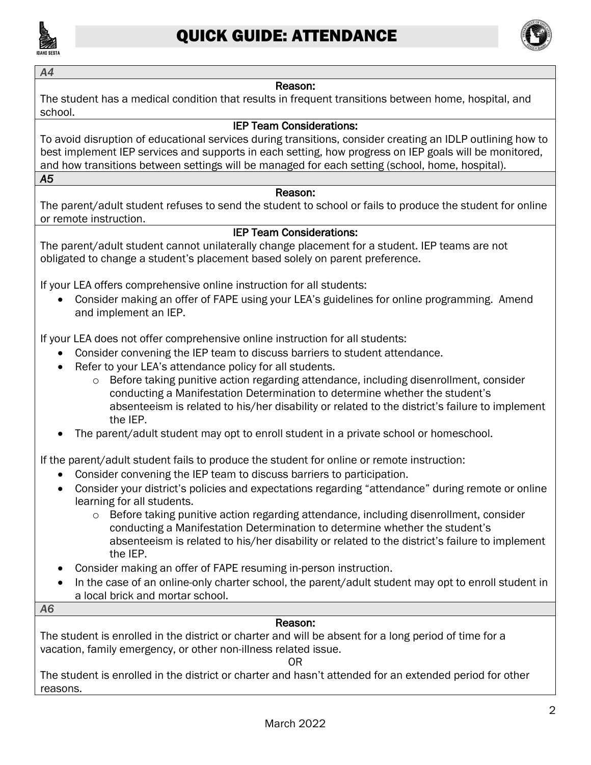### *A4*

**Reason:**

The student has a medical condition that results in frequent transitions between home, hospital, and school.

**IEP Team Considerations:**

To avoid disruption of educational services during transitions, consider creating an IDLP outlining how to best implement IEP services and supports in each setting, how progress on IEP goals will be monitored, and how transitions between settings will be managed for each setting (school, home, hospital).

### *A5*

**Reason:**

The parent/adult student refuses to send the student to school or fails to produce the student for online or remote instruction.

**IEP Team Considerations:**

The parent/adult student cannot unilaterally change placement for a student. IEP teams are not obligated to change a student's placement based solely on parent preference.

If your LEA offers comprehensive online instruction for all students:

- Consider making an offer of FAPE using your LEA's guidelines for online programming. Amend and implement an IEP.

If your LEA does not offer comprehensive online instruction for all students:

- Consider convening the IEP team to discuss barriers to student attendance.
- Refer to your LEA's attendance policy for all students.
  - Before taking punitive action regarding attendance, including disenrollment, consider conducting a Manifestation Determination to determine whether the student's absenteeism is related to his/her disability or related to the district's failure to implement the IEP.
- The parent/adult student may opt to enroll student in a private school or homeschool.

If the parent/adult student fails to produce the student for online or remote instruction:

- Consider convening the IEP team to discuss barriers to participation.
- Consider your district's policies and expectations regarding "attendance" during remote or online learning for all students.
  - Before taking punitive action regarding attendance, including disenrollment, consider conducting a Manifestation Determination to determine whether the student's absenteeism is related to his/her disability or related to the district's failure to implement the IEP.
- Consider making an offer of FAPE resuming in-person instruction.
- In the case of an online-only charter school, the parent/adult student may opt to enroll student in a local brick and mortar school.

### *A6*

**Reason:**

The student is enrolled in the district or charter and will be absent for a long period of time for a vacation, family emergency, or other non-illness related issue.

OR

The student is enrolled in the district or charter and hasn't attended for an extended period for other reasons.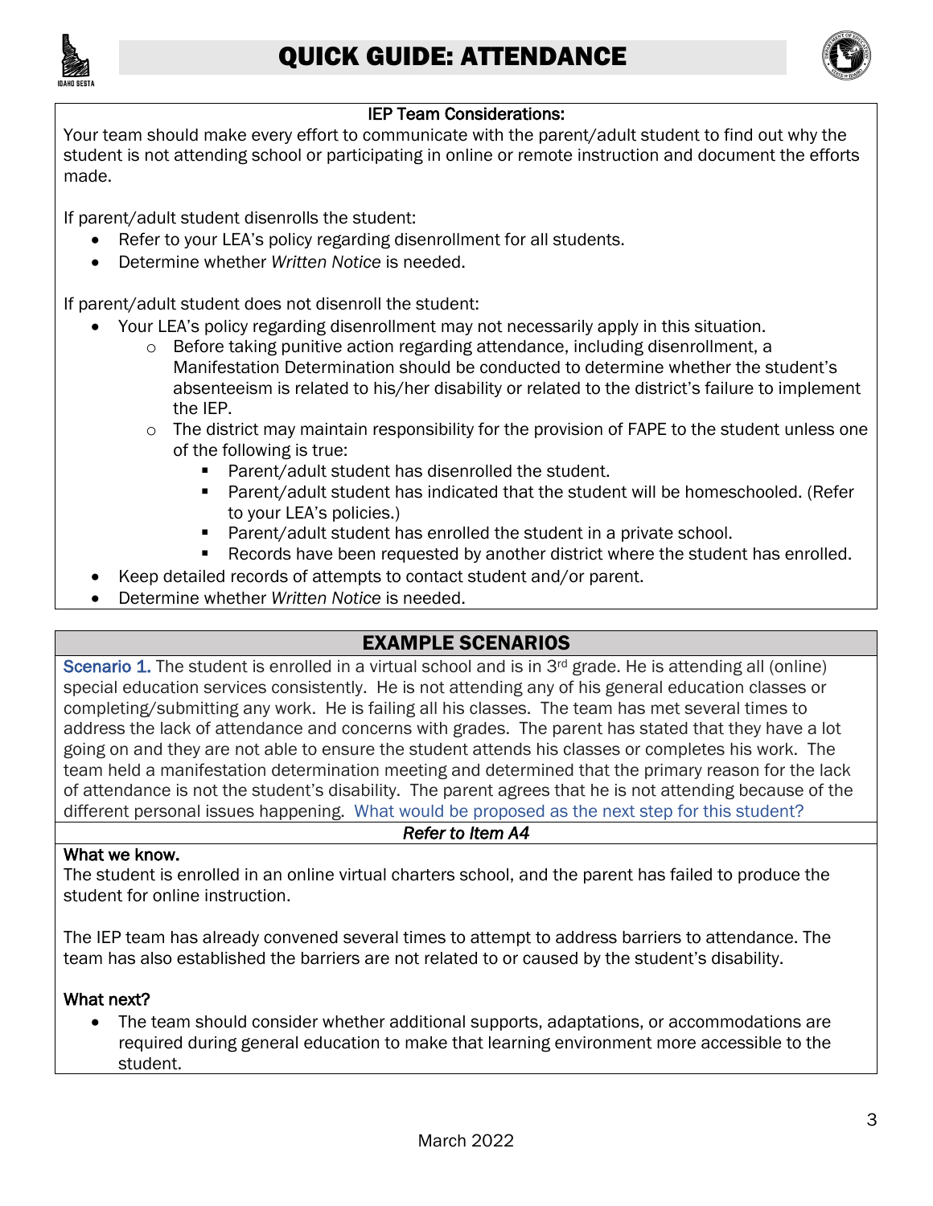# QUICK GUIDE: ATTENDANCE

**IEP Team Considerations:**

Your team should make every effort to communicate with the parent/adult student to find out why the student is not attending school or participating in online or remote instruction and document the efforts made.

If parent/adult student disenrolls the student:

- Refer to your LEA's policy regarding disenrollment for all students.
- Determine whether *Written Notice* is needed.

If parent/adult student does not disenroll the student:

- Your LEA's policy regarding disenrollment may not necessarily apply in this situation.
  - Before taking punitive action regarding attendance, including disenrollment, a Manifestation Determination should be conducted to determine whether the student's absenteeism is related to his/her disability or related to the district's failure to implement the IEP.
  - The district may maintain responsibility for the provision of FAPE to the student unless one of the following is true:
    - Parent/adult student has disenrolled the student.
    - Parent/adult student has indicated that the student will be homeschooled. (Refer to your LEA's policies.)
    - Parent/adult student has enrolled the student in a private school.
    - Records have been requested by another district where the student has enrolled.
- Keep detailed records of attempts to contact student and/or parent.
- Determine whether *Written Notice* is needed.

## EXAMPLE SCENARIOS

Scenario 1. The student is enrolled in a virtual school and is in 3rd grade. He is attending all (online) special education services consistently. He is not attending any of his general education classes or completing/submitting any work. He is failing all his classes. The team has met several times to address the lack of attendance and concerns with grades. The parent has stated that they have a lot going on and they are not able to ensure the student attends his classes or completes his work. The team held a manifestation determination meeting and determined that the primary reason for the lack of attendance is not the student's disability. The parent agrees that he is not attending because of the different personal issues happening. What would be proposed as the next step for this student?

*Refer to Item A4*

**What we know.**

The student is enrolled in an online virtual charters school, and the parent has failed to produce the student for online instruction.

The IEP team has already convened several times to attempt to address barriers to attendance. The team has also established the barriers are not related to or caused by the student's disability.

**What next?**

- The team should consider whether additional supports, adaptations, or accommodations are required during general education to make that learning environment more accessible to the student.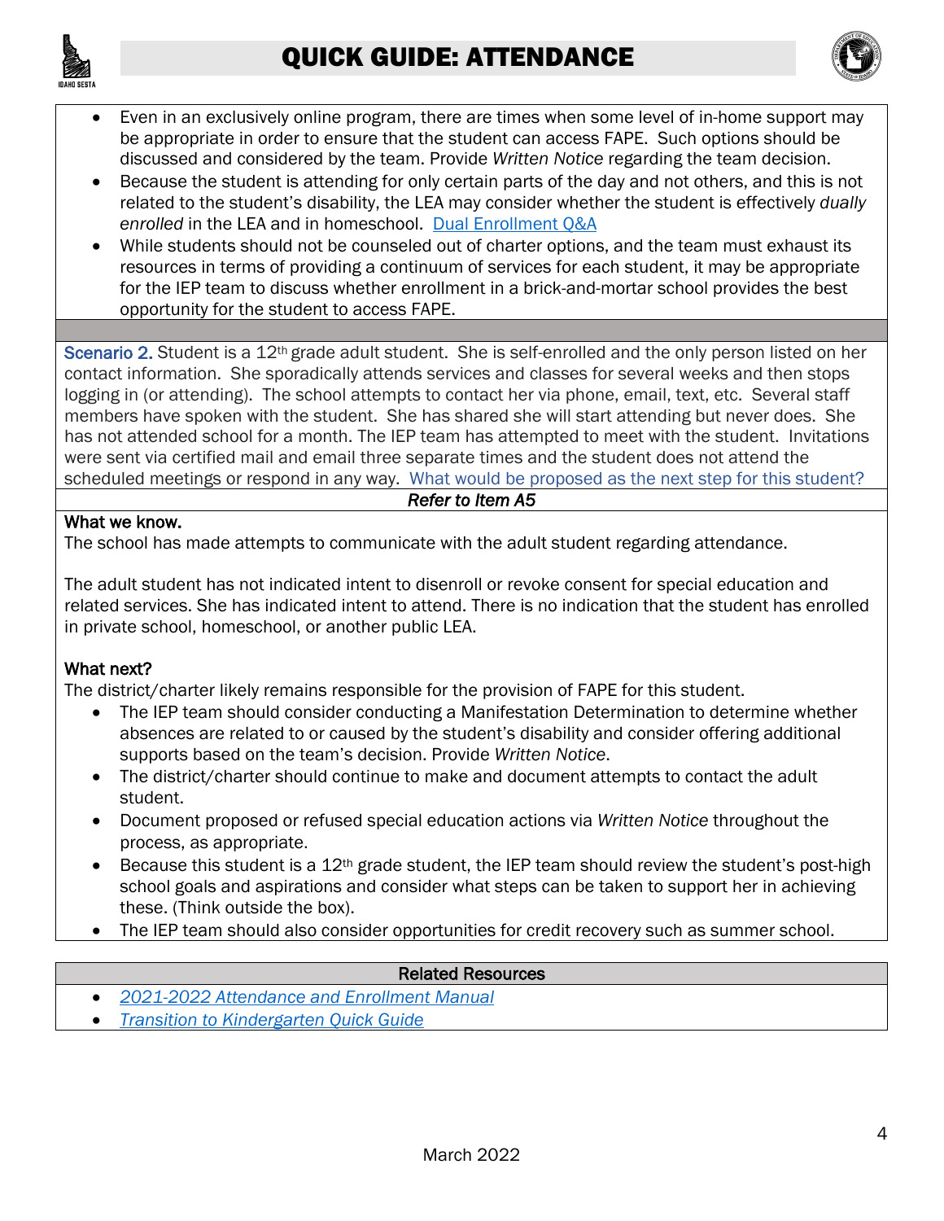# QUICK GUIDE: ATTENDANCE

- Even in an exclusively online program, there are times when some level of in-home support may be appropriate in order to ensure that the student can access FAPE. Such options should be discussed and considered by the team. Provide *Written Notice* regarding the team decision.
- Because the student is attending for only certain parts of the day and not others, and this is not related to the student's disability, the LEA may consider whether the student is effectively *dually enrolled* in the LEA and in homeschool. [Dual Enrollment Q&A]
- While students should not be counseled out of charter options, and the team must exhaust its resources in terms of providing a continuum of services for each student, it may be appropriate for the IEP team to discuss whether enrollment in a brick-and-mortar school provides the best opportunity for the student to access FAPE.

Scenario 2. Student is a 12th grade adult student. She is self-enrolled and the only person listed on her contact information. She sporadically attends services and classes for several weeks and then stops logging in (or attending). The school attempts to contact her via phone, email, text, etc. Several staff members have spoken with the student. She has shared she will start attending but never does. She has not attended school for a month. The IEP team has attempted to meet with the student. Invitations were sent via certified mail and email three separate times and the student does not attend the scheduled meetings or respond in any way. What would be proposed as the next step for this student?

***Refer to Item A5***

**What we know.**

The school has made attempts to communicate with the adult student regarding attendance.

The adult student has not indicated intent to disenroll or revoke consent for special education and related services. She has indicated intent to attend. There is no indication that the student has enrolled in private school, homeschool, or another public LEA.

**What next?**

The district/charter likely remains responsible for the provision of FAPE for this student.

- The IEP team should consider conducting a Manifestation Determination to determine whether absences are related to or caused by the student's disability and consider offering additional supports based on the team's decision. Provide *Written Notice*.
- The district/charter should continue to make and document attempts to contact the adult student.
- Document proposed or refused special education actions via *Written Notice* throughout the process, as appropriate.
- Because this student is a 12th grade student, the IEP team should review the student's post-high school goals and aspirations and consider what steps can be taken to support her in achieving these. (Think outside the box).
- The IEP team should also consider opportunities for credit recovery such as summer school.

**Related Resources**

- *2021-2022 Attendance and Enrollment Manual*
- *Transition to Kindergarten Quick Guide*

March 2022